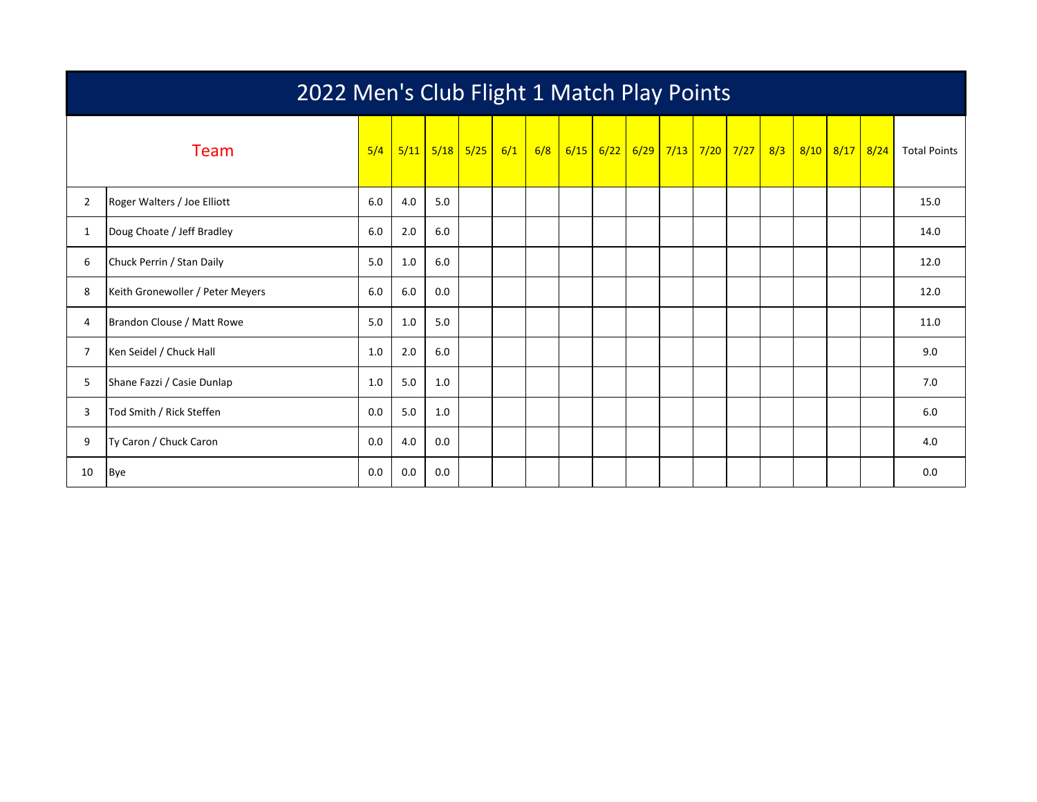# 2022 Men's Club Flight 1 Match Play Points

| | Team | 5/4 | 5/11 | 5/18 | 5/25 | 6/1 | 6/8 | 6/15 | 6/22 | 6/29 | 7/13 | 7/20 | 7/27 | 8/3 | 8/10 | 8/17 | 8/24 | Total Points |
|---|---|---|---|---|---|---|---|---|---|---|---|---|---|---|---|---|---|---|
| 2 | Roger Walters / Joe Elliott | 6.0 | 4.0 | 5.0 | | | | | | | | | | | | | | 15.0 |
| 1 | Doug Choate / Jeff Bradley | 6.0 | 2.0 | 6.0 | | | | | | | | | | | | | | 14.0 |
| 6 | Chuck Perrin / Stan Daily | 5.0 | 1.0 | 6.0 | | | | | | | | | | | | | | 12.0 |
| 8 | Keith Gronewoller / Peter Meyers | 6.0 | 6.0 | 0.0 | | | | | | | | | | | | | | 12.0 |
| 4 | Brandon Clouse / Matt Rowe | 5.0 | 1.0 | 5.0 | | | | | | | | | | | | | | 11.0 |
| 7 | Ken Seidel / Chuck Hall | 1.0 | 2.0 | 6.0 | | | | | | | | | | | | | | 9.0 |
| 5 | Shane Fazzi / Casie Dunlap | 1.0 | 5.0 | 1.0 | | | | | | | | | | | | | | 7.0 |
| 3 | Tod Smith / Rick Steffen | 0.0 | 5.0 | 1.0 | | | | | | | | | | | | | | 6.0 |
| 9 | Ty Caron / Chuck Caron | 0.0 | 4.0 | 0.0 | | | | | | | | | | | | | | 4.0 |
| 10 | Bye | 0.0 | 0.0 | 0.0 | | | | | | | | | | | | | | 0.0 |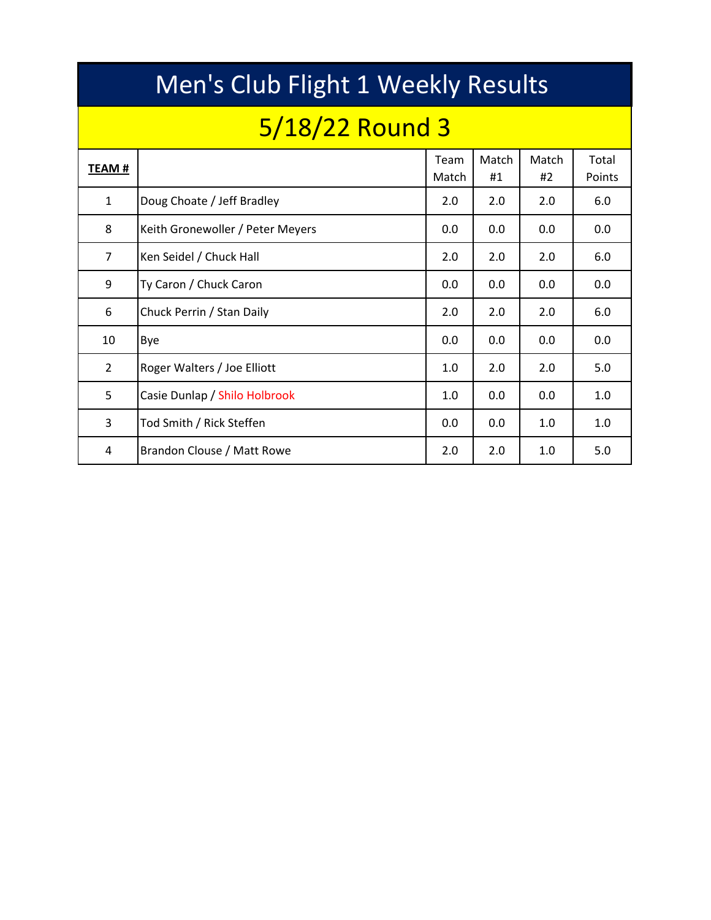# Men's Club Flight 1 Weekly Results

## 5/18/22 Round 3

| TEAM # | | Team Match | Match #1 | Match #2 | Total Points |
|---|---|---|---|---|---|
| 1 | Doug Choate / Jeff Bradley | 2.0 | 2.0 | 2.0 | 6.0 |
| 8 | Keith Gronewoller / Peter Meyers | 0.0 | 0.0 | 0.0 | 0.0 |
| 7 | Ken Seidel / Chuck Hall | 2.0 | 2.0 | 2.0 | 6.0 |
| 9 | Ty Caron / Chuck Caron | 0.0 | 0.0 | 0.0 | 0.0 |
| 6 | Chuck Perrin / Stan Daily | 2.0 | 2.0 | 2.0 | 6.0 |
| 10 | Bye | 0.0 | 0.0 | 0.0 | 0.0 |
| 2 | Roger Walters / Joe Elliott | 1.0 | 2.0 | 2.0 | 5.0 |
| 5 | Casie Dunlap / Shilo Holbrook | 1.0 | 0.0 | 0.0 | 1.0 |
| 3 | Tod Smith / Rick Steffen | 0.0 | 0.0 | 1.0 | 1.0 |
| 4 | Brandon Clouse / Matt Rowe | 2.0 | 2.0 | 1.0 | 5.0 |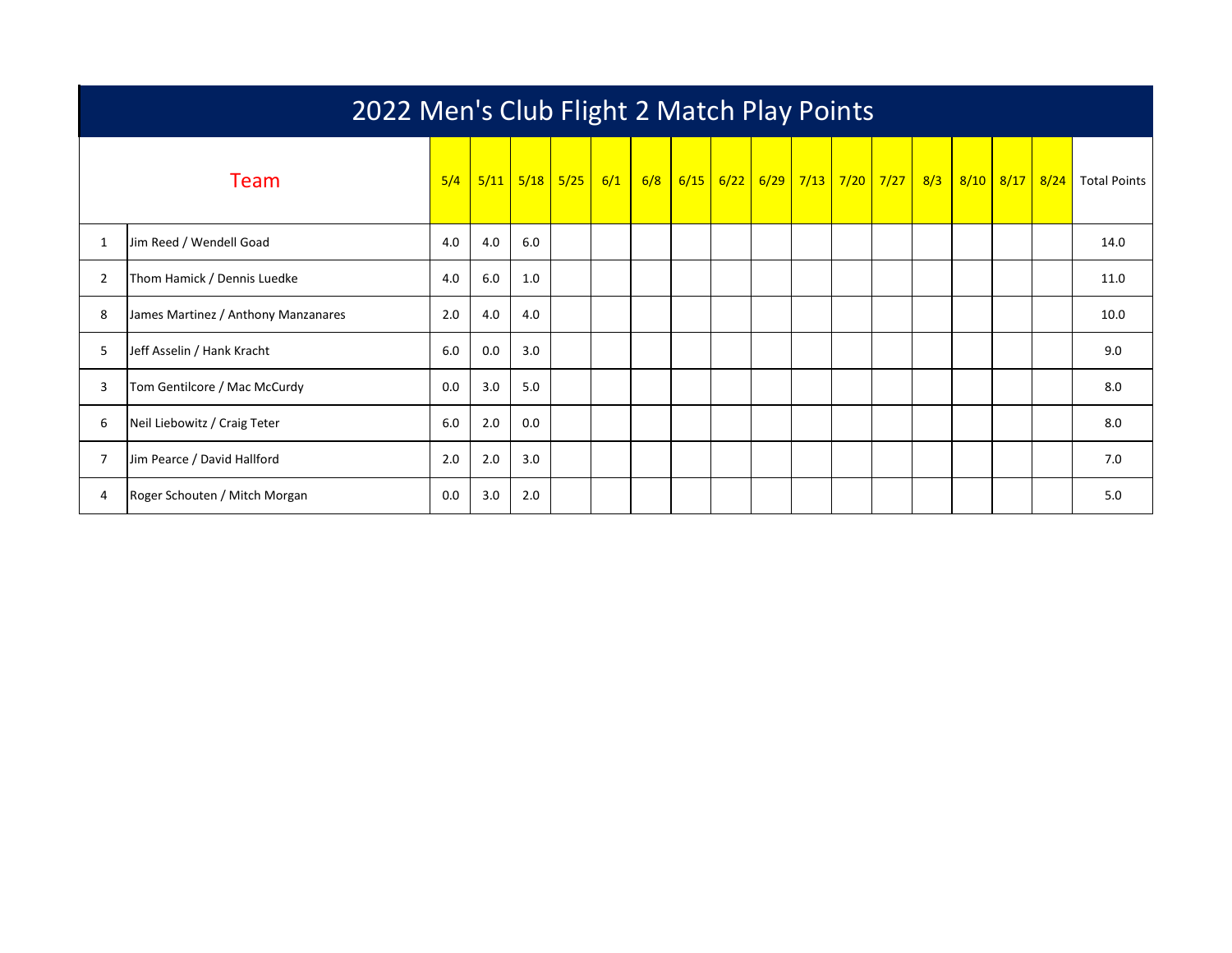# 2022 Men's Club Flight 2 Match Play Points

| | Team | 5/4 | 5/11 | 5/18 | 5/25 | 6/1 | 6/8 | 6/15 | 6/22 | 6/29 | 7/13 | 7/20 | 7/27 | 8/3 | 8/10 | 8/17 | 8/24 | Total Points |
|---|---|---|---|---|---|---|---|---|---|---|---|---|---|---|---|---|---|---|
| 1 | Jim Reed / Wendell Goad | 4.0 | 4.0 | 6.0 | | | | | | | | | | | | | | 14.0 |
| 2 | Thom Hamick / Dennis Luedke | 4.0 | 6.0 | 1.0 | | | | | | | | | | | | | | 11.0 |
| 8 | James Martinez / Anthony Manzanares | 2.0 | 4.0 | 4.0 | | | | | | | | | | | | | | 10.0 |
| 5 | Jeff Asselin / Hank Kracht | 6.0 | 0.0 | 3.0 | | | | | | | | | | | | | | 9.0 |
| 3 | Tom Gentilcore / Mac McCurdy | 0.0 | 3.0 | 5.0 | | | | | | | | | | | | | | 8.0 |
| 6 | Neil Liebowitz / Craig Teter | 6.0 | 2.0 | 0.0 | | | | | | | | | | | | | | 8.0 |
| 7 | Jim Pearce / David Hallford | 2.0 | 2.0 | 3.0 | | | | | | | | | | | | | | 7.0 |
| 4 | Roger Schouten / Mitch Morgan | 0.0 | 3.0 | 2.0 | | | | | | | | | | | | | | 5.0 |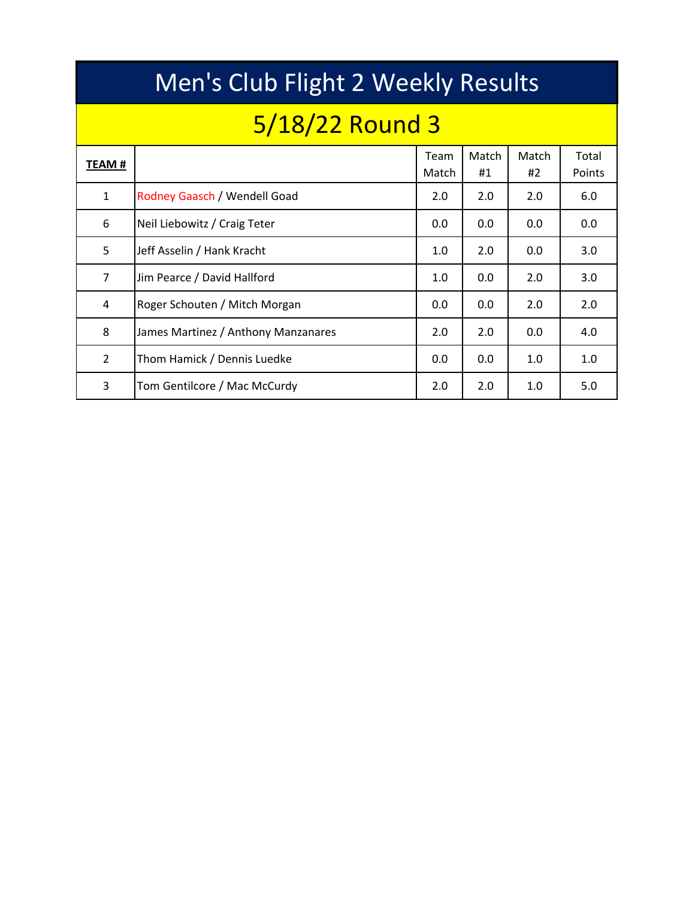# Men's Club Flight 2 Weekly Results

## 5/18/22 Round 3

| **TEAM #** | | Team Match | Match #1 | Match #2 | Total Points |
|---|---|---|---|---|---|
| 1 | Rodney Gaasch / Wendell Goad | 2.0 | 2.0 | 2.0 | 6.0 |
| 6 | Neil Liebowitz / Craig Teter | 0.0 | 0.0 | 0.0 | 0.0 |
| 5 | Jeff Asselin / Hank Kracht | 1.0 | 2.0 | 0.0 | 3.0 |
| 7 | Jim Pearce / David Hallford | 1.0 | 0.0 | 2.0 | 3.0 |
| 4 | Roger Schouten / Mitch Morgan | 0.0 | 0.0 | 2.0 | 2.0 |
| 8 | James Martinez / Anthony Manzanares | 2.0 | 2.0 | 0.0 | 4.0 |
| 2 | Thom Hamick / Dennis Luedke | 0.0 | 0.0 | 1.0 | 1.0 |
| 3 | Tom Gentilcore / Mac McCurdy | 2.0 | 2.0 | 1.0 | 5.0 |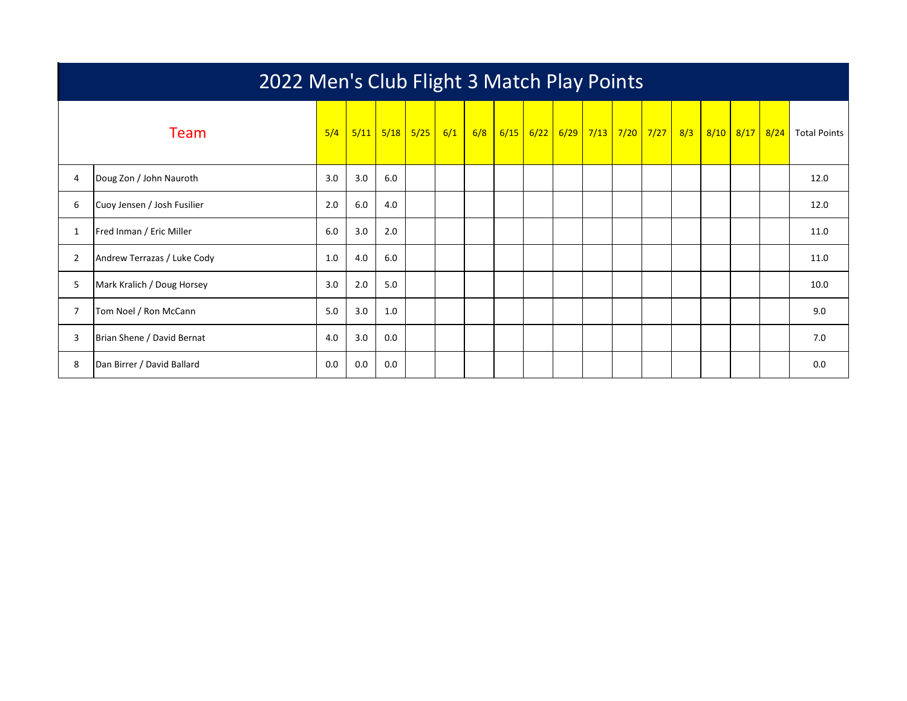# 2022 Men's Club Flight 3 Match Play Points

| Team | | 5/4 | 5/11 | 5/18 | 5/25 | 6/1 | 6/8 | 6/15 | 6/22 | 6/29 | 7/13 | 7/20 | 7/27 | 8/3 | 8/10 | 8/17 | 8/24 | Total Points |
|---|---|---|---|---|---|---|---|---|---|---|---|---|---|---|---|---|---|---|
| 4 | Doug Zon / John Nauroth | 3.0 | 3.0 | 6.0 | | | | | | | | | | | | | | 12.0 |
| 6 | Cuoy Jensen / Josh Fusilier | 2.0 | 6.0 | 4.0 | | | | | | | | | | | | | | 12.0 |
| 1 | Fred Inman / Eric Miller | 6.0 | 3.0 | 2.0 | | | | | | | | | | | | | | 11.0 |
| 2 | Andrew Terrazas / Luke Cody | 1.0 | 4.0 | 6.0 | | | | | | | | | | | | | | 11.0 |
| 5 | Mark Kralich / Doug Horsey | 3.0 | 2.0 | 5.0 | | | | | | | | | | | | | | 10.0 |
| 7 | Tom Noel / Ron McCann | 5.0 | 3.0 | 1.0 | | | | | | | | | | | | | | 9.0 |
| 3 | Brian Shene / David Bernat | 4.0 | 3.0 | 0.0 | | | | | | | | | | | | | | 7.0 |
| 8 | Dan Birrer / David Ballard | 0.0 | 0.0 | 0.0 | | | | | | | | | | | | | | 0.0 |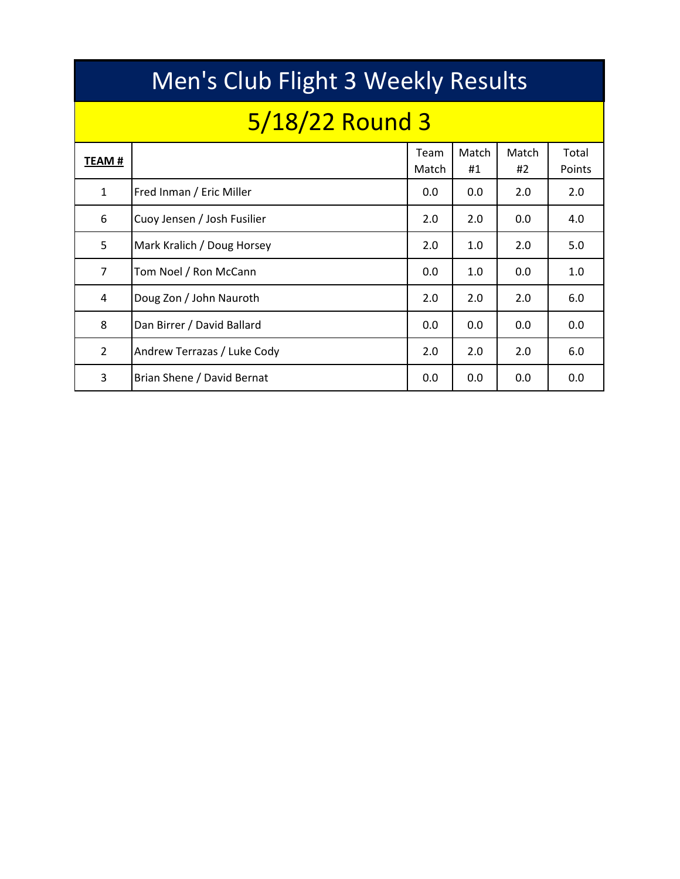# Men's Club Flight 3 Weekly Results

## 5/18/22 Round 3

| **TEAM #** | | Team Match | Match #1 | Match #2 | Total Points |
|---|---|---|---|---|---|
| 1 | Fred Inman / Eric Miller | 0.0 | 0.0 | 2.0 | 2.0 |
| 6 | Cuoy Jensen / Josh Fusilier | 2.0 | 2.0 | 0.0 | 4.0 |
| 5 | Mark Kralich / Doug Horsey | 2.0 | 1.0 | 2.0 | 5.0 |
| 7 | Tom Noel / Ron McCann | 0.0 | 1.0 | 0.0 | 1.0 |
| 4 | Doug Zon / John Nauroth | 2.0 | 2.0 | 2.0 | 6.0 |
| 8 | Dan Birrer / David Ballard | 0.0 | 0.0 | 0.0 | 0.0 |
| 2 | Andrew Terrazas / Luke Cody | 2.0 | 2.0 | 2.0 | 6.0 |
| 3 | Brian Shene / David Bernat | 0.0 | 0.0 | 0.0 | 0.0 |